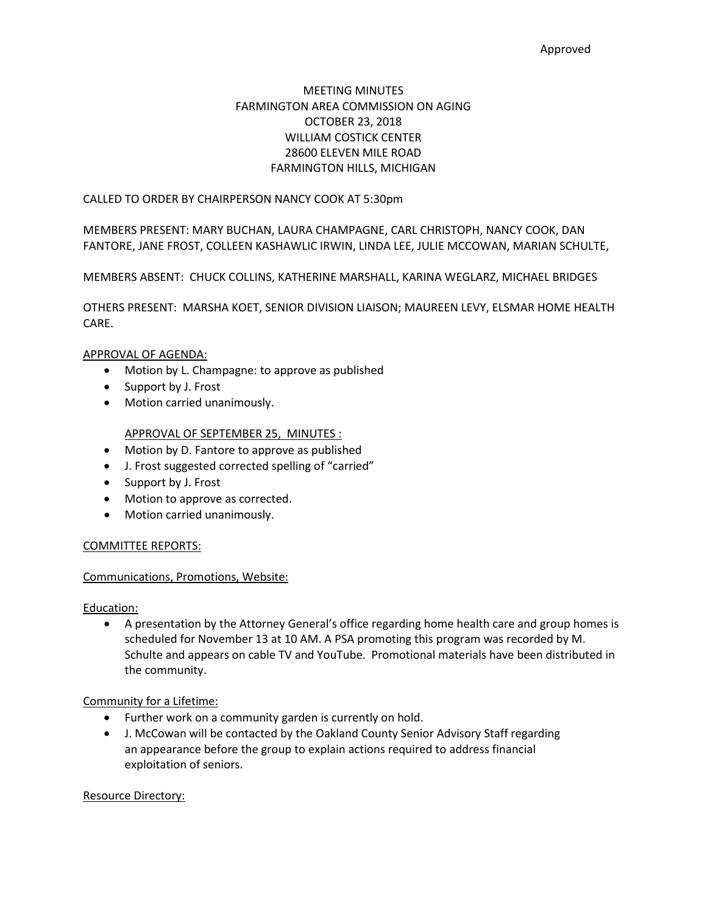Approved

# MEETING MINUTES
# FARMINGTON AREA COMMISSION ON AGING
# OCTOBER 23, 2018
# WILLIAM COSTICK CENTER
# 28600 ELEVEN MILE ROAD
# FARMINGTON HILLS, MICHIGAN

CALLED TO ORDER BY CHAIRPERSON NANCY COOK AT 5:30pm

MEMBERS PRESENT: MARY BUCHAN, LAURA CHAMPAGNE, CARL CHRISTOPH, NANCY COOK, DAN FANTORE, JANE FROST, COLLEEN KASHAWLIC IRWIN, LINDA LEE, JULIE MCCOWAN, MARIAN SCHULTE,

MEMBERS ABSENT: CHUCK COLLINS, KATHERINE MARSHALL, KARINA WEGLARZ, MICHAEL BRIDGES

OTHERS PRESENT: MARSHA KOET, SENIOR DIVISION LIAISON; MAUREEN LEVY, ELSMAR HOME HEALTH CARE.

<u>APPROVAL OF AGENDA:</u>

- Motion by L. Champagne: to approve as published
- Support by J. Frost
- Motion carried unanimously.

<u>APPROVAL OF SEPTEMBER 25, MINUTES :</u>

- Motion by D. Fantore to approve as published
- J. Frost suggested corrected spelling of "carried"
- Support by J. Frost
- Motion to approve as corrected.
- Motion carried unanimously.

<u>COMMITTEE REPORTS:</u>

<u>Communications, Promotions, Website:</u>

<u>Education:</u>

- A presentation by the Attorney General's office regarding home health care and group homes is scheduled for November 13 at 10 AM. A PSA promoting this program was recorded by M. Schulte and appears on cable TV and YouTube. Promotional materials have been distributed in the community.

<u>Community for a Lifetime:</u>

- Further work on a community garden is currently on hold.
- J. McCowan will be contacted by the Oakland County Senior Advisory Staff regarding an appearance before the group to explain actions required to address financial exploitation of seniors.

<u>Resource Directory:</u>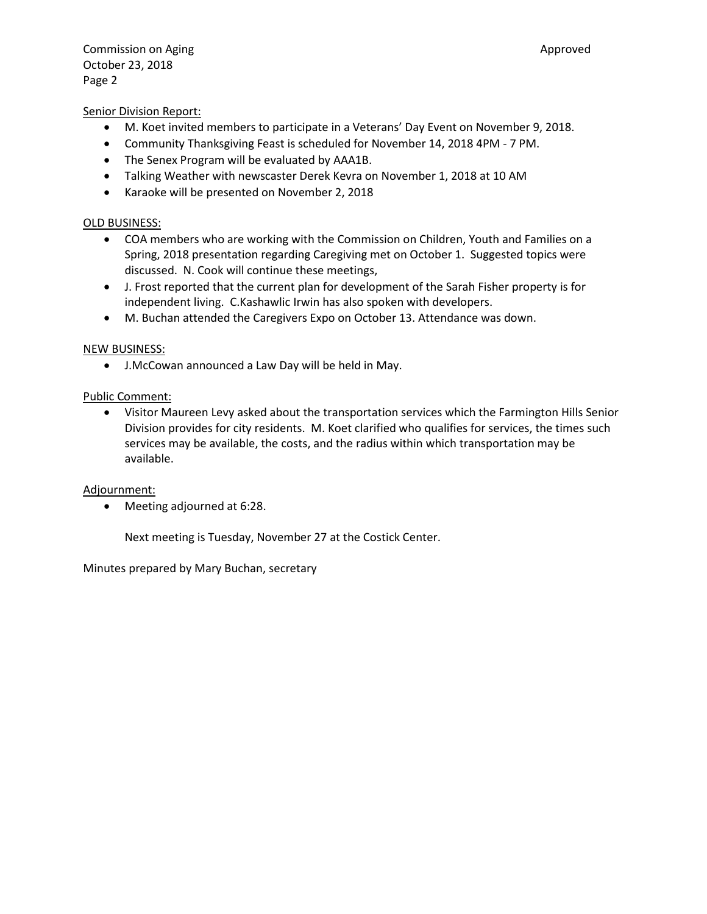Senior Division Report:

- M. Koet invited members to participate in a Veterans' Day Event on November 9, 2018.
- Community Thanksgiving Feast is scheduled for November 14, 2018 4PM - 7 PM.
- The Senex Program will be evaluated by AAA1B.
- Talking Weather with newscaster Derek Kevra on November 1, 2018 at 10 AM
- Karaoke will be presented on November 2, 2018

OLD BUSINESS:

- COA members who are working with the Commission on Children, Youth and Families on a Spring, 2018 presentation regarding Caregiving met on October 1. Suggested topics were discussed. N. Cook will continue these meetings,
- J. Frost reported that the current plan for development of the Sarah Fisher property is for independent living. C.Kashawlic Irwin has also spoken with developers.
- M. Buchan attended the Caregivers Expo on October 13. Attendance was down.

NEW BUSINESS:

- J.McCowan announced a Law Day will be held in May.

Public Comment:

- Visitor Maureen Levy asked about the transportation services which the Farmington Hills Senior Division provides for city residents. M. Koet clarified who qualifies for services, the times such services may be available, the costs, and the radius within which transportation may be available.

Adjournment:

- Meeting adjourned at 6:28.

  Next meeting is Tuesday, November 27 at the Costick Center.

Minutes prepared by Mary Buchan, secretary